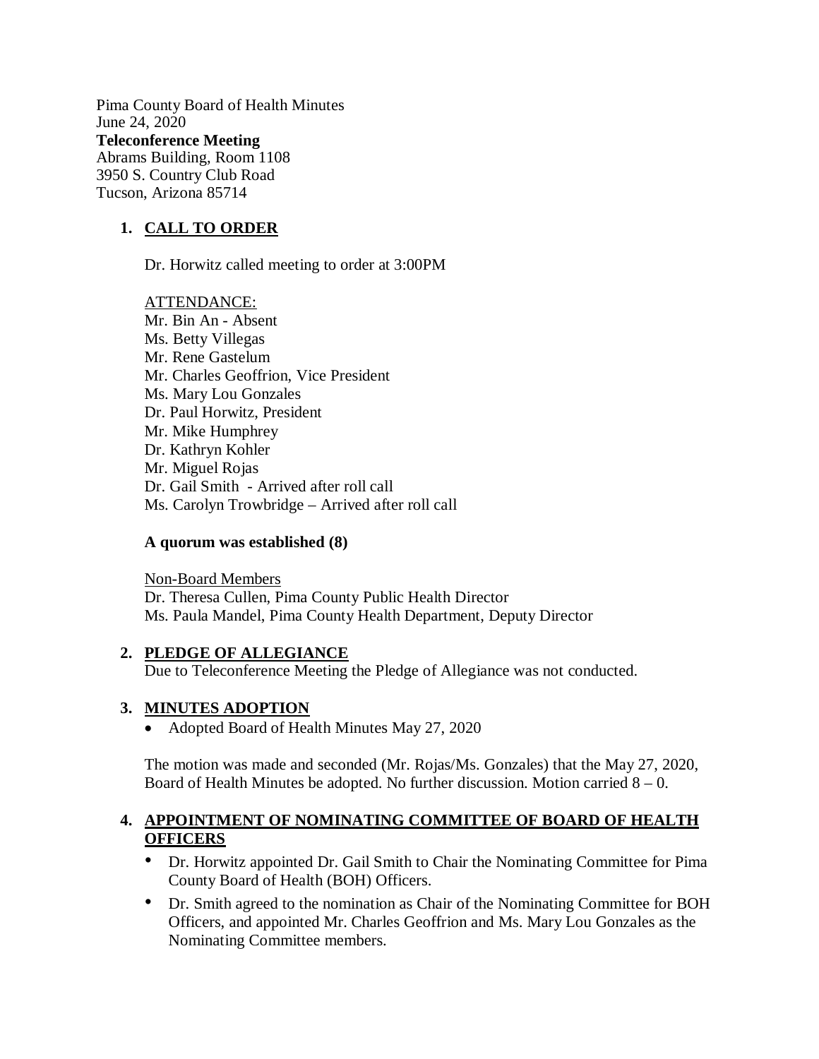Pima County Board of Health Minutes
June 24, 2020
**Teleconference Meeting**
Abrams Building, Room 1108
3950 S. Country Club Road
Tucson, Arizona 85714

1. **CALL TO ORDER**

   Dr. Horwitz called meeting to order at 3:00PM

   ATTENDANCE:
   Mr. Bin An - Absent
   Ms. Betty Villegas
   Mr. Rene Gastelum
   Mr. Charles Geoffrion, Vice President
   Ms. Mary Lou Gonzales
   Dr. Paul Horwitz, President
   Mr. Mike Humphrey
   Dr. Kathryn Kohler
   Mr. Miguel Rojas
   Dr. Gail Smith - Arrived after roll call
   Ms. Carolyn Trowbridge – Arrived after roll call

   **A quorum was established (8)**

   Non-Board Members
   Dr. Theresa Cullen, Pima County Public Health Director
   Ms. Paula Mandel, Pima County Health Department, Deputy Director

2. **PLEDGE OF ALLEGIANCE**
   Due to Teleconference Meeting the Pledge of Allegiance was not conducted.

3. **MINUTES ADOPTION**
   - Adopted Board of Health Minutes May 27, 2020

   The motion was made and seconded (Mr. Rojas/Ms. Gonzales) that the May 27, 2020, Board of Health Minutes be adopted. No further discussion. Motion carried 8 – 0.

4. **APPOINTMENT OF NOMINATING COMMITTEE OF BOARD OF HEALTH OFFICERS**
   - Dr. Horwitz appointed Dr. Gail Smith to Chair the Nominating Committee for Pima County Board of Health (BOH) Officers.
   - Dr. Smith agreed to the nomination as Chair of the Nominating Committee for BOH Officers, and appointed Mr. Charles Geoffrion and Ms. Mary Lou Gonzales as the Nominating Committee members.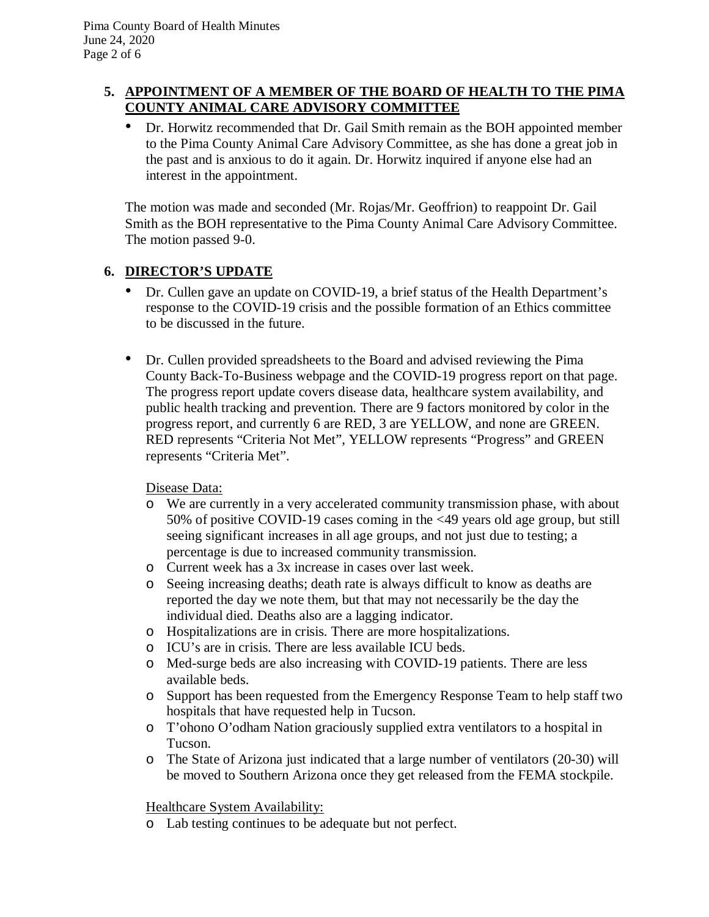## 5. APPOINTMENT OF A MEMBER OF THE BOARD OF HEALTH TO THE PIMA COUNTY ANIMAL CARE ADVISORY COMMITTEE

- Dr. Horwitz recommended that Dr. Gail Smith remain as the BOH appointed member to the Pima County Animal Care Advisory Committee, as she has done a great job in the past and is anxious to do it again. Dr. Horwitz inquired if anyone else had an interest in the appointment.

The motion was made and seconded (Mr. Rojas/Mr. Geoffrion) to reappoint Dr. Gail Smith as the BOH representative to the Pima County Animal Care Advisory Committee. The motion passed 9-0.

## 6. DIRECTOR'S UPDATE

- Dr. Cullen gave an update on COVID-19, a brief status of the Health Department's response to the COVID-19 crisis and the possible formation of an Ethics committee to be discussed in the future.

- Dr. Cullen provided spreadsheets to the Board and advised reviewing the Pima County Back-To-Business webpage and the COVID-19 progress report on that page. The progress report update covers disease data, healthcare system availability, and public health tracking and prevention. There are 9 factors monitored by color in the progress report, and currently 6 are RED, 3 are YELLOW, and none are GREEN. RED represents "Criteria Not Met", YELLOW represents "Progress" and GREEN represents "Criteria Met".

  Disease Data:
  - We are currently in a very accelerated community transmission phase, with about 50% of positive COVID-19 cases coming in the <49 years old age group, but still seeing significant increases in all age groups, and not just due to testing; a percentage is due to increased community transmission.
  - Current week has a 3x increase in cases over last week.
  - Seeing increasing deaths; death rate is always difficult to know as deaths are reported the day we note them, but that may not necessarily be the day the individual died. Deaths also are a lagging indicator.
  - Hospitalizations are in crisis. There are more hospitalizations.
  - ICU's are in crisis. There are less available ICU beds.
  - Med-surge beds are also increasing with COVID-19 patients. There are less available beds.
  - Support has been requested from the Emergency Response Team to help staff two hospitals that have requested help in Tucson.
  - T'ohono O'odham Nation graciously supplied extra ventilators to a hospital in Tucson.
  - The State of Arizona just indicated that a large number of ventilators (20-30) will be moved to Southern Arizona once they get released from the FEMA stockpile.

  Healthcare System Availability:
  - Lab testing continues to be adequate but not perfect.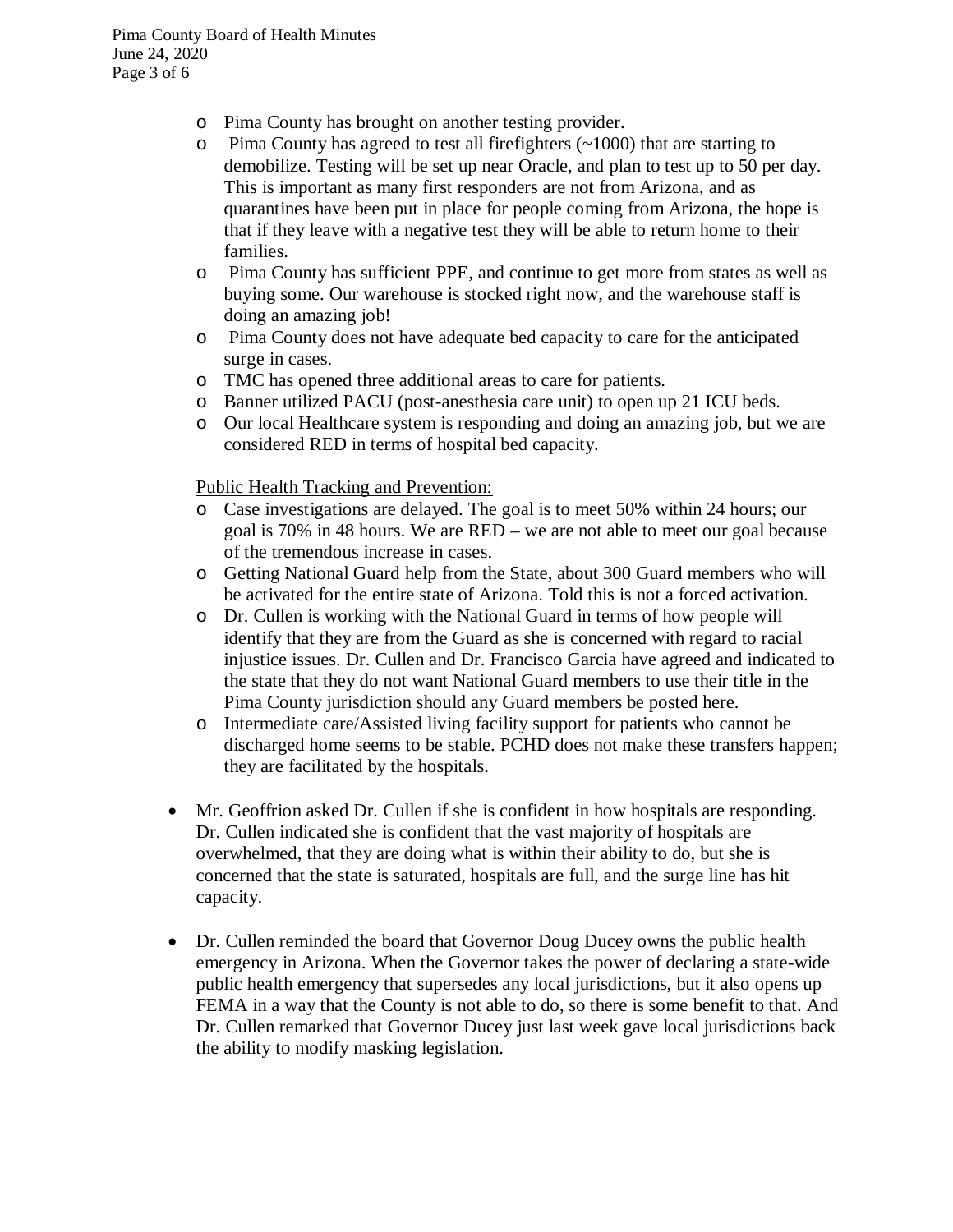- Pima County has brought on another testing provider.
- Pima County has agreed to test all firefighters (~1000) that are starting to demobilize. Testing will be set up near Oracle, and plan to test up to 50 per day. This is important as many first responders are not from Arizona, and as quarantines have been put in place for people coming from Arizona, the hope is that if they leave with a negative test they will be able to return home to their families.
- Pima County has sufficient PPE, and continue to get more from states as well as buying some. Our warehouse is stocked right now, and the warehouse staff is doing an amazing job!
- Pima County does not have adequate bed capacity to care for the anticipated surge in cases.
- TMC has opened three additional areas to care for patients.
- Banner utilized PACU (post-anesthesia care unit) to open up 21 ICU beds.
- Our local Healthcare system is responding and doing an amazing job, but we are considered RED in terms of hospital bed capacity.

<u>Public Health Tracking and Prevention:</u>

- Case investigations are delayed. The goal is to meet 50% within 24 hours; our goal is 70% in 48 hours. We are RED – we are not able to meet our goal because of the tremendous increase in cases.
- Getting National Guard help from the State, about 300 Guard members who will be activated for the entire state of Arizona. Told this is not a forced activation.
- Dr. Cullen is working with the National Guard in terms of how people will identify that they are from the Guard as she is concerned with regard to racial injustice issues. Dr. Cullen and Dr. Francisco Garcia have agreed and indicated to the state that they do not want National Guard members to use their title in the Pima County jurisdiction should any Guard members be posted here.
- Intermediate care/Assisted living facility support for patients who cannot be discharged home seems to be stable. PCHD does not make these transfers happen; they are facilitated by the hospitals.

- Mr. Geoffrion asked Dr. Cullen if she is confident in how hospitals are responding. Dr. Cullen indicated she is confident that the vast majority of hospitals are overwhelmed, that they are doing what is within their ability to do, but she is concerned that the state is saturated, hospitals are full, and the surge line has hit capacity.

- Dr. Cullen reminded the board that Governor Doug Ducey owns the public health emergency in Arizona. When the Governor takes the power of declaring a state-wide public health emergency that supersedes any local jurisdictions, but it also opens up FEMA in a way that the County is not able to do, so there is some benefit to that. And Dr. Cullen remarked that Governor Ducey just last week gave local jurisdictions back the ability to modify masking legislation.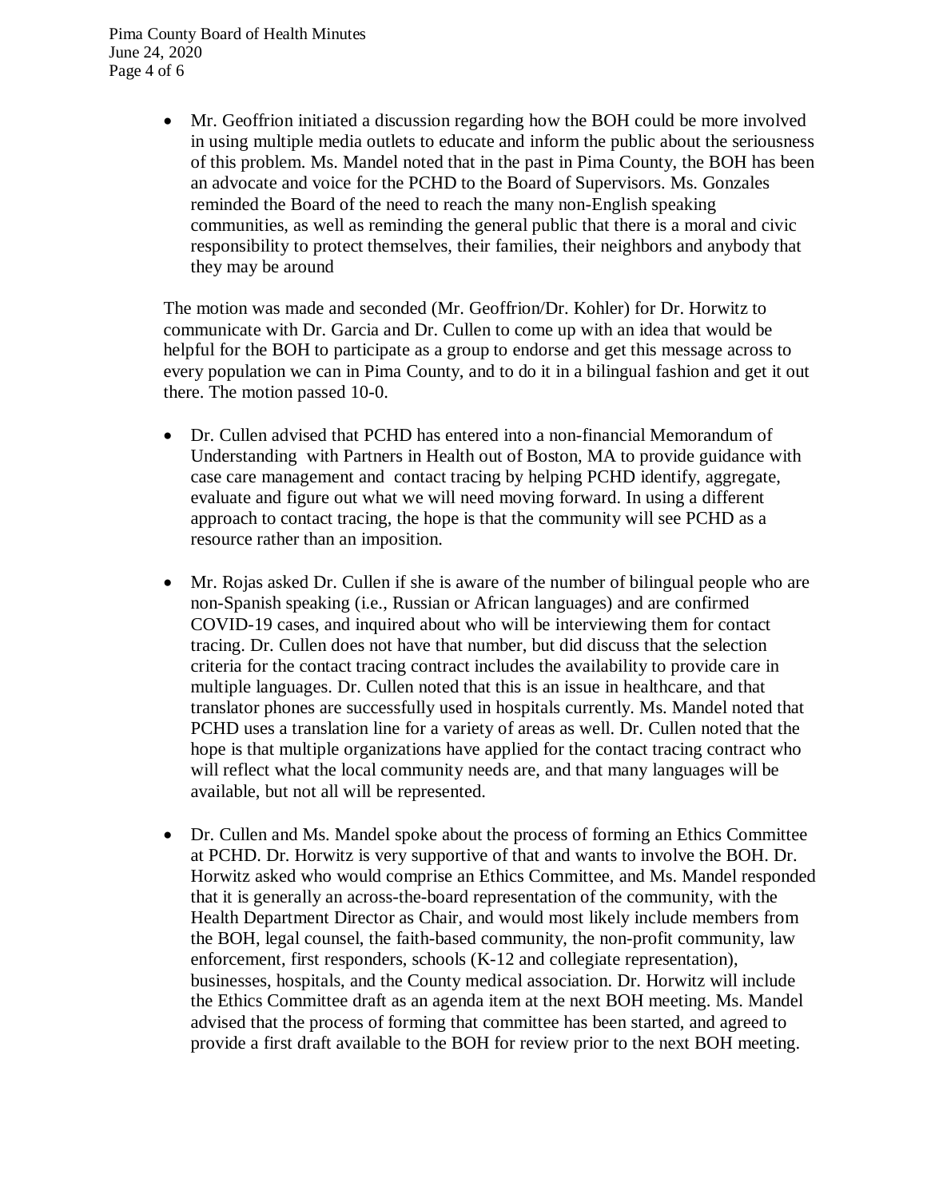- Mr. Geoffrion initiated a discussion regarding how the BOH could be more involved in using multiple media outlets to educate and inform the public about the seriousness of this problem. Ms. Mandel noted that in the past in Pima County, the BOH has been an advocate and voice for the PCHD to the Board of Supervisors. Ms. Gonzales reminded the Board of the need to reach the many non-English speaking communities, as well as reminding the general public that there is a moral and civic responsibility to protect themselves, their families, their neighbors and anybody that they may be around

The motion was made and seconded (Mr. Geoffrion/Dr. Kohler) for Dr. Horwitz to communicate with Dr. Garcia and Dr. Cullen to come up with an idea that would be helpful for the BOH to participate as a group to endorse and get this message across to every population we can in Pima County, and to do it in a bilingual fashion and get it out there. The motion passed 10-0.

- Dr. Cullen advised that PCHD has entered into a non-financial Memorandum of Understanding with Partners in Health out of Boston, MA to provide guidance with case care management and contact tracing by helping PCHD identify, aggregate, evaluate and figure out what we will need moving forward. In using a different approach to contact tracing, the hope is that the community will see PCHD as a resource rather than an imposition.

- Mr. Rojas asked Dr. Cullen if she is aware of the number of bilingual people who are non-Spanish speaking (i.e., Russian or African languages) and are confirmed COVID-19 cases, and inquired about who will be interviewing them for contact tracing. Dr. Cullen does not have that number, but did discuss that the selection criteria for the contact tracing contract includes the availability to provide care in multiple languages. Dr. Cullen noted that this is an issue in healthcare, and that translator phones are successfully used in hospitals currently. Ms. Mandel noted that PCHD uses a translation line for a variety of areas as well. Dr. Cullen noted that the hope is that multiple organizations have applied for the contact tracing contract who will reflect what the local community needs are, and that many languages will be available, but not all will be represented.

- Dr. Cullen and Ms. Mandel spoke about the process of forming an Ethics Committee at PCHD. Dr. Horwitz is very supportive of that and wants to involve the BOH. Dr. Horwitz asked who would comprise an Ethics Committee, and Ms. Mandel responded that it is generally an across-the-board representation of the community, with the Health Department Director as Chair, and would most likely include members from the BOH, legal counsel, the faith-based community, the non-profit community, law enforcement, first responders, schools (K-12 and collegiate representation), businesses, hospitals, and the County medical association. Dr. Horwitz will include the Ethics Committee draft as an agenda item at the next BOH meeting. Ms. Mandel advised that the process of forming that committee has been started, and agreed to provide a first draft available to the BOH for review prior to the next BOH meeting.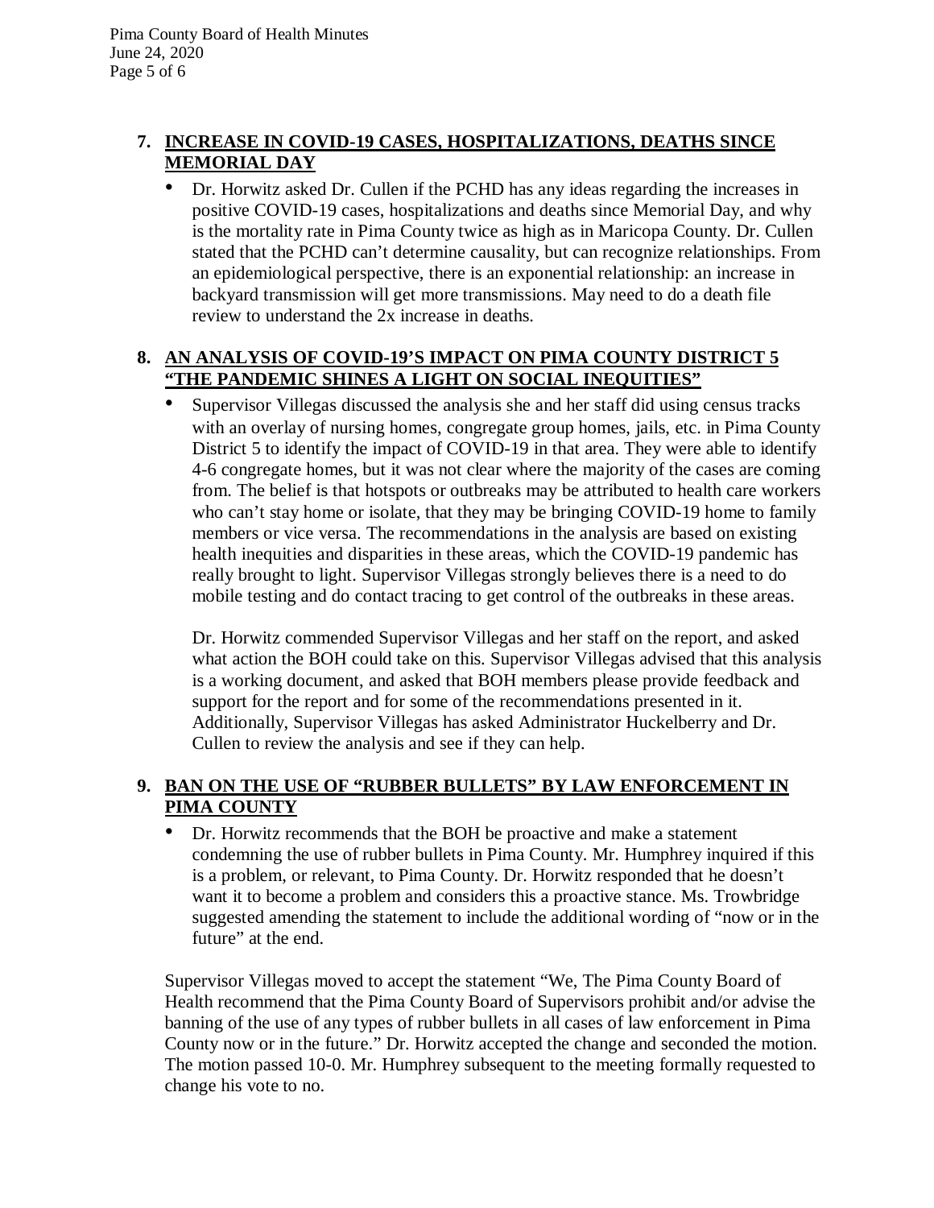**7. INCREASE IN COVID-19 CASES, HOSPITALIZATIONS, DEATHS SINCE MEMORIAL DAY**

- Dr. Horwitz asked Dr. Cullen if the PCHD has any ideas regarding the increases in positive COVID-19 cases, hospitalizations and deaths since Memorial Day, and why is the mortality rate in Pima County twice as high as in Maricopa County. Dr. Cullen stated that the PCHD can't determine causality, but can recognize relationships. From an epidemiological perspective, there is an exponential relationship: an increase in backyard transmission will get more transmissions. May need to do a death file review to understand the 2x increase in deaths.

**8. AN ANALYSIS OF COVID-19'S IMPACT ON PIMA COUNTY DISTRICT 5 "THE PANDEMIC SHINES A LIGHT ON SOCIAL INEQUITIES"**

- Supervisor Villegas discussed the analysis she and her staff did using census tracks with an overlay of nursing homes, congregate group homes, jails, etc. in Pima County District 5 to identify the impact of COVID-19 in that area. They were able to identify 4-6 congregate homes, but it was not clear where the majority of the cases are coming from. The belief is that hotspots or outbreaks may be attributed to health care workers who can't stay home or isolate, that they may be bringing COVID-19 home to family members or vice versa. The recommendations in the analysis are based on existing health inequities and disparities in these areas, which the COVID-19 pandemic has really brought to light. Supervisor Villegas strongly believes there is a need to do mobile testing and do contact tracing to get control of the outbreaks in these areas.

  Dr. Horwitz commended Supervisor Villegas and her staff on the report, and asked what action the BOH could take on this. Supervisor Villegas advised that this analysis is a working document, and asked that BOH members please provide feedback and support for the report and for some of the recommendations presented in it. Additionally, Supervisor Villegas has asked Administrator Huckelberry and Dr. Cullen to review the analysis and see if they can help.

**9. BAN ON THE USE OF "RUBBER BULLETS" BY LAW ENFORCEMENT IN PIMA COUNTY**

- Dr. Horwitz recommends that the BOH be proactive and make a statement condemning the use of rubber bullets in Pima County. Mr. Humphrey inquired if this is a problem, or relevant, to Pima County. Dr. Horwitz responded that he doesn't want it to become a problem and considers this a proactive stance. Ms. Trowbridge suggested amending the statement to include the additional wording of "now or in the future" at the end.

Supervisor Villegas moved to accept the statement "We, The Pima County Board of Health recommend that the Pima County Board of Supervisors prohibit and/or advise the banning of the use of any types of rubber bullets in all cases of law enforcement in Pima County now or in the future." Dr. Horwitz accepted the change and seconded the motion. The motion passed 10-0. Mr. Humphrey subsequent to the meeting formally requested to change his vote to no.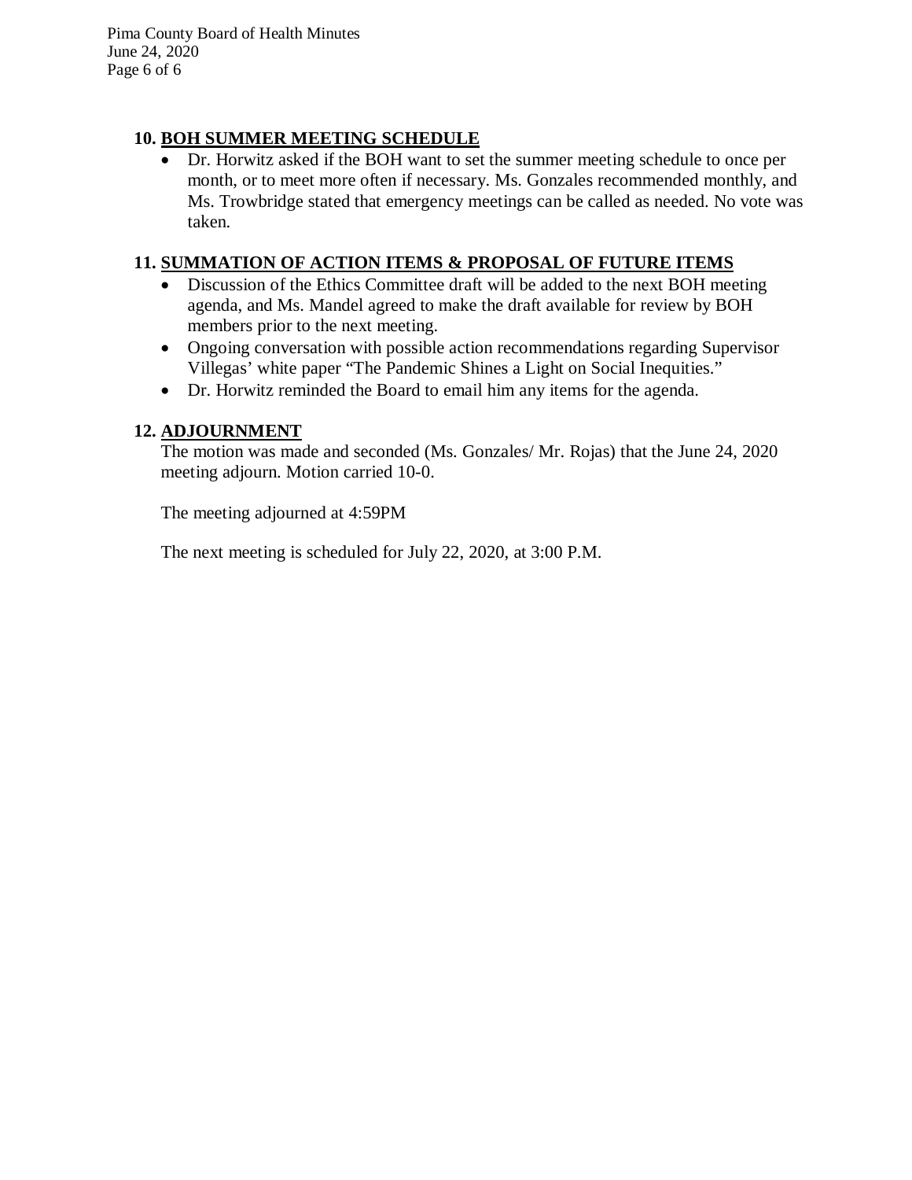## 10. BOH SUMMER MEETING SCHEDULE

- Dr. Horwitz asked if the BOH want to set the summer meeting schedule to once per month, or to meet more often if necessary. Ms. Gonzales recommended monthly, and Ms. Trowbridge stated that emergency meetings can be called as needed. No vote was taken.

## 11. SUMMATION OF ACTION ITEMS & PROPOSAL OF FUTURE ITEMS

- Discussion of the Ethics Committee draft will be added to the next BOH meeting agenda, and Ms. Mandel agreed to make the draft available for review by BOH members prior to the next meeting.
- Ongoing conversation with possible action recommendations regarding Supervisor Villegas' white paper "The Pandemic Shines a Light on Social Inequities."
- Dr. Horwitz reminded the Board to email him any items for the agenda.

## 12. ADJOURNMENT

The motion was made and seconded (Ms. Gonzales/ Mr. Rojas) that the June 24, 2020 meeting adjourn. Motion carried 10-0.

The meeting adjourned at 4:59PM

The next meeting is scheduled for July 22, 2020, at 3:00 P.M.